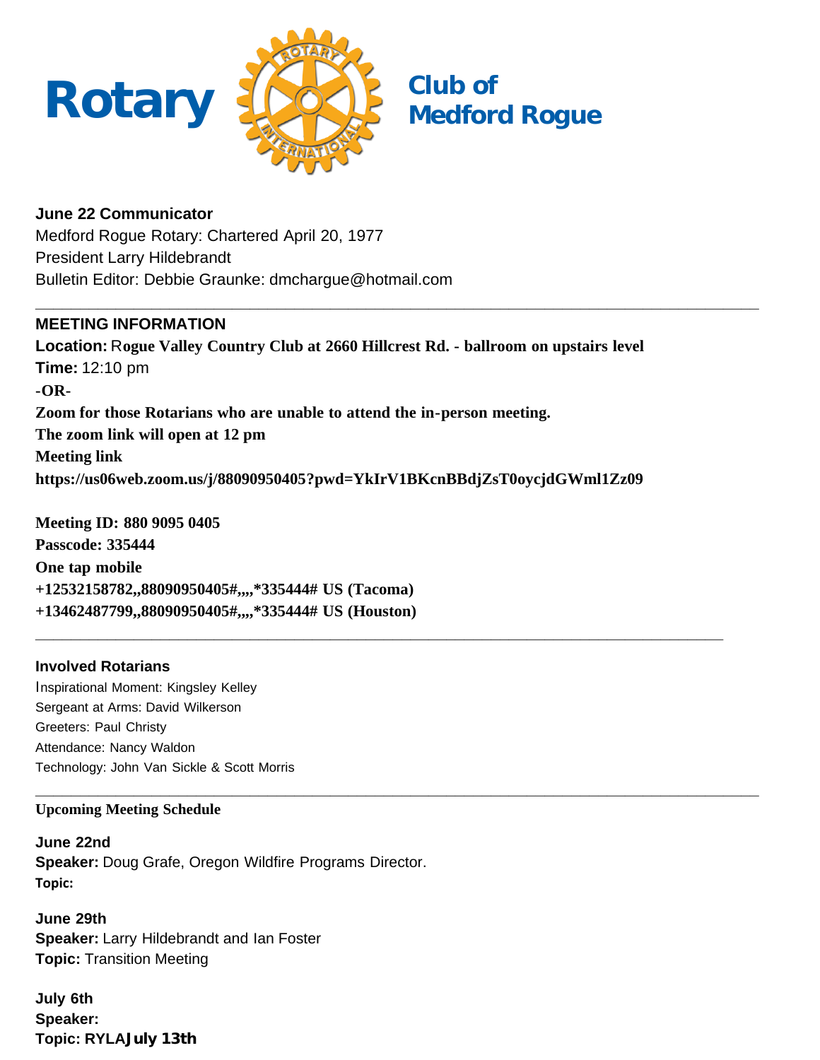# Rotary Club of Medford Rogue

**June 22 Communicator**
Medford Rogue Rotary: Chartered April 20, 1977
President Larry Hildebrandt
Bulletin Editor: Debbie Graunke: dmchargue@hotmail.com

---

**MEETING INFORMATION**
**Location: Rogue Valley Country Club at 2660 Hillcrest Rd. - ballroom on upstairs level**
**Time:** 12:10 pm
**-OR-**
**Zoom for those Rotarians who are unable to attend the in-person meeting.**
**The zoom link will open at 12 pm**
**Meeting link**
**https://us06web.zoom.us/j/88090950405?pwd=YkIrV1BKcnBBdjZsT0oycjdGWml1Zz09**

**Meeting ID: 880 9095 0405**
**Passcode: 335444**
**One tap mobile**
**+12532158782,,88090950405#,,,,*335444# US (Tacoma)**
**+13462487799,,88090950405#,,,,*335444# US (Houston)**

---

**Involved Rotarians**
Inspirational Moment: Kingsley Kelley
Sergeant at Arms: David Wilkerson
Greeters: Paul Christy
Attendance: Nancy Waldon
Technology: John Van Sickle & Scott Morris

---

**Upcoming Meeting Schedule**

**June 22nd**
**Speaker:** Doug Grafe, Oregon Wildfire Programs Director.
**Topic:**

**June 29th**
**Speaker:** Larry Hildebrandt and Ian Foster
**Topic:** Transition Meeting

**July 6th**
**Speaker:**
**Topic: RYLAJuly 13th**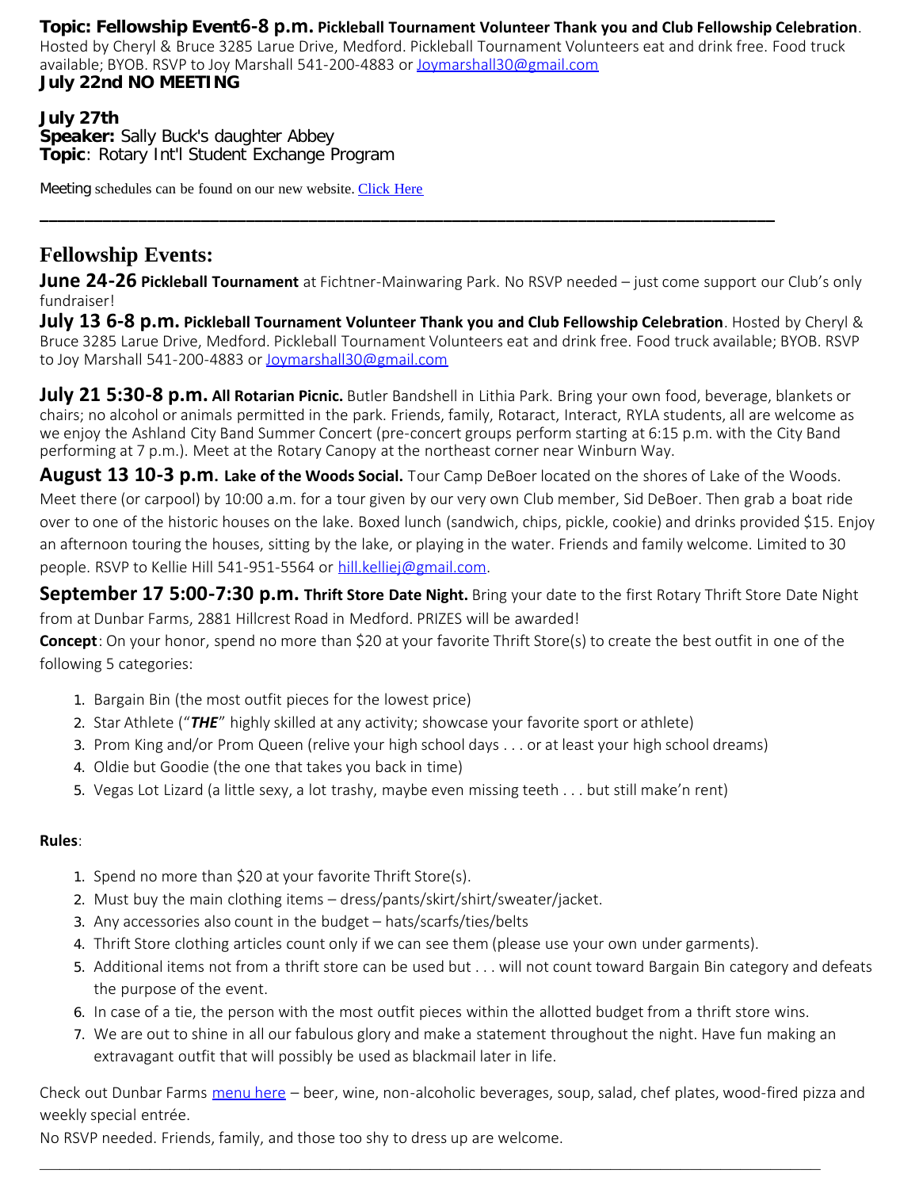**Topic: Fellowship Event6-8 p.m. Pickleball Tournament Volunteer Thank you and Club Fellowship Celebration**. Hosted by Cheryl & Bruce 3285 Larue Drive, Medford. Pickleball Tournament Volunteers eat and drink free. Food truck available; BYOB. RSVP to Joy Marshall 541-200-4883 or [Joymarshall30@gmail.com](mailto:Joymarshall30@gmail.com)

**July 22nd NO MEETING**

**July 27th**
**Speaker:** Sally Buck's daughter Abbey
**Topic**: Rotary Int'l Student Exchange Program

Meeting schedules can be found on our new website. [Click Here]()

---

## Fellowship Events:

**June 24-26 Pickleball Tournament** at Fichtner-Mainwaring Park. No RSVP needed – just come support our Club's only fundraiser!

**July 13 6-8 p.m. Pickleball Tournament Volunteer Thank you and Club Fellowship Celebration**. Hosted by Cheryl & Bruce 3285 Larue Drive, Medford. Pickleball Tournament Volunteers eat and drink free. Food truck available; BYOB. RSVP to Joy Marshall 541-200-4883 or [Joymarshall30@gmail.com](mailto:Joymarshall30@gmail.com)

**July 21 5:30-8 p.m. All Rotarian Picnic.** Butler Bandshell in Lithia Park. Bring your own food, beverage, blankets or chairs; no alcohol or animals permitted in the park. Friends, family, Rotaract, Interact, RYLA students, all are welcome as we enjoy the Ashland City Band Summer Concert (pre-concert groups perform starting at 6:15 p.m. with the City Band performing at 7 p.m.). Meet at the Rotary Canopy at the northeast corner near Winburn Way.

**August 13 10-3 p.m. Lake of the Woods Social.** Tour Camp DeBoer located on the shores of Lake of the Woods. Meet there (or carpool) by 10:00 a.m. for a tour given by our very own Club member, Sid DeBoer. Then grab a boat ride over to one of the historic houses on the lake. Boxed lunch (sandwich, chips, pickle, cookie) and drinks provided $15. Enjoy an afternoon touring the houses, sitting by the lake, or playing in the water. Friends and family welcome. Limited to 30 people. RSVP to Kellie Hill 541-951-5564 or [hill.kelliej@gmail.com](mailto:hill.kelliej@gmail.com).

**September 17 5:00-7:30 p.m. Thrift Store Date Night.** Bring your date to the first Rotary Thrift Store Date Night from at Dunbar Farms, 2881 Hillcrest Road in Medford. PRIZES will be awarded!

**Concept**: On your honor, spend no more than $20 at your favorite Thrift Store(s) to create the best outfit in one of the following 5 categories:

1. Bargain Bin (the most outfit pieces for the lowest price)
2. Star Athlete ("***THE***" highly skilled at any activity; showcase your favorite sport or athlete)
3. Prom King and/or Prom Queen (relive your high school days . . . or at least your high school dreams)
4. Oldie but Goodie (the one that takes you back in time)
5. Vegas Lot Lizard (a little sexy, a lot trashy, maybe even missing teeth . . . but still make'n rent)

**Rules**:

1. Spend no more than $20 at your favorite Thrift Store(s).
2. Must buy the main clothing items – dress/pants/skirt/shirt/sweater/jacket.
3. Any accessories also count in the budget – hats/scarfs/ties/belts
4. Thrift Store clothing articles count only if we can see them (please use your own under garments).
5. Additional items not from a thrift store can be used but . . . will not count toward Bargain Bin category and defeats the purpose of the event.
6. In case of a tie, the person with the most outfit pieces within the allotted budget from a thrift store wins.
7. We are out to shine in all our fabulous glory and make a statement throughout the night. Have fun making an extravagant outfit that will possibly be used as blackmail later in life.

Check out Dunbar Farms [menu here]() – beer, wine, non-alcoholic beverages, soup, salad, chef plates, wood-fired pizza and weekly special entrée.

No RSVP needed. Friends, family, and those too shy to dress up are welcome.

---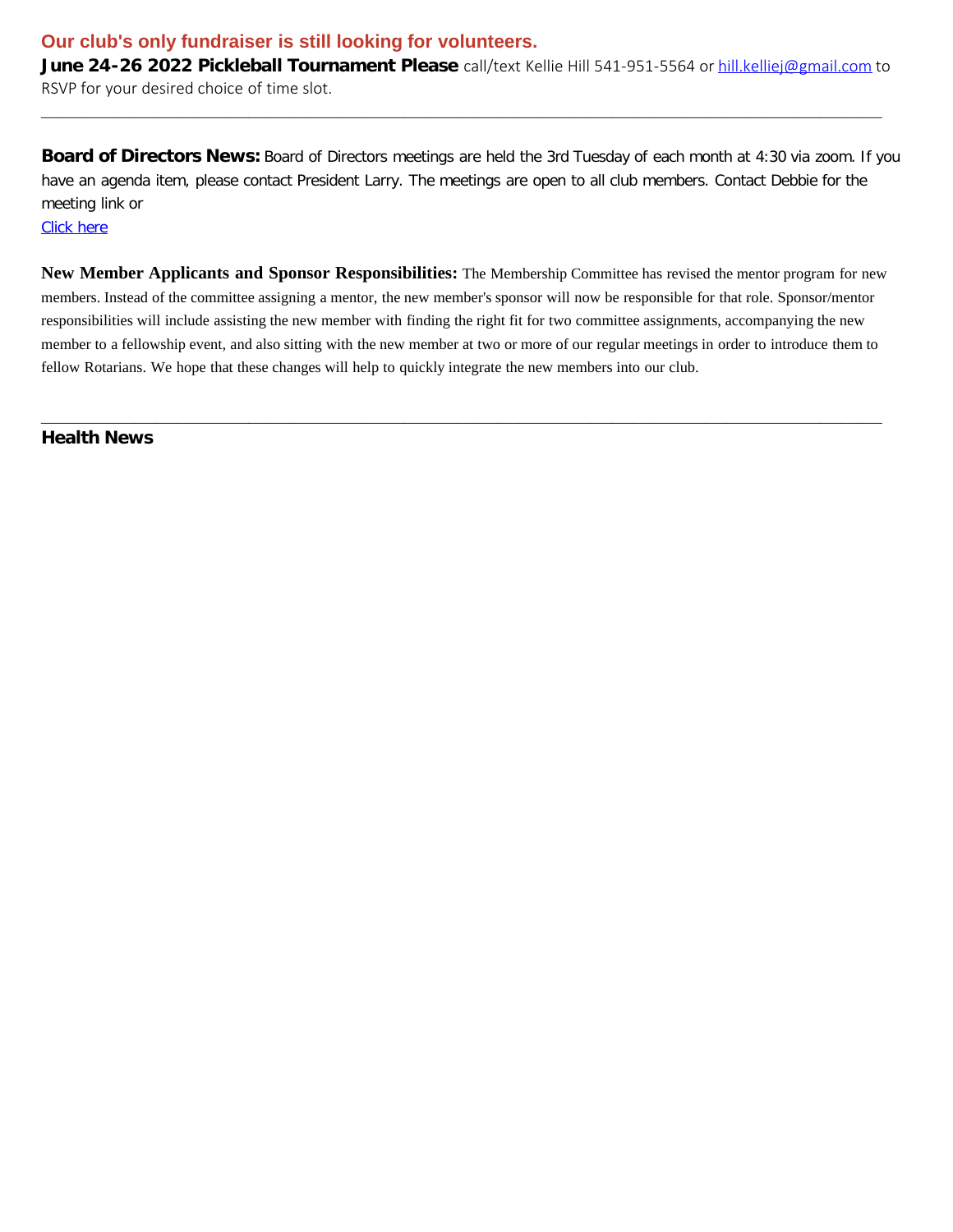**Our club's only fundraiser is still looking for volunteers.**

**June 24-26 2022 Pickleball Tournament Please** call/text Kellie Hill 541-951-5564 or [hill.kelliej@gmail.com](mailto:hill.kelliej@gmail.com) to RSVP for your desired choice of time slot.

---

**Board of Directors News:** Board of Directors meetings are held the 3rd Tuesday of each month at 4:30 via zoom. If you have an agenda item, please contact President Larry. The meetings are open to all club members. Contact Debbie for the meeting link or

Click here

**New Member Applicants and Sponsor Responsibilities:** The Membership Committee has revised the mentor program for new members. Instead of the committee assigning a mentor, the new member's sponsor will now be responsible for that role. Sponsor/mentor responsibilities will include assisting the new member with finding the right fit for two committee assignments, accompanying the new member to a fellowship event, and also sitting with the new member at two or more of our regular meetings in order to introduce them to fellow Rotarians. We hope that these changes will help to quickly integrate the new members into our club.

---

**Health News**